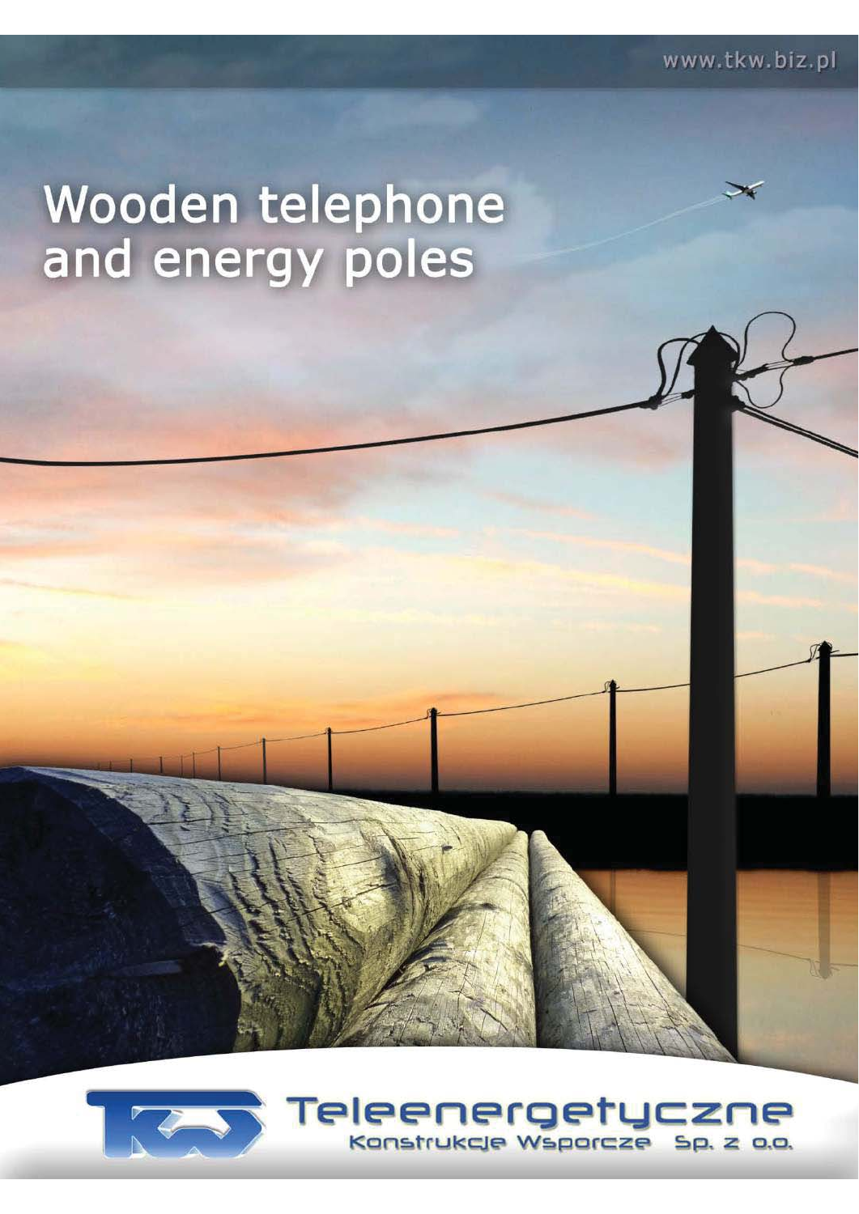www.tkw.biz.pl

# Wooden telephone and energy poles

Teleenergetyczne Konstrukcje Wsporcze Sp. z o.o.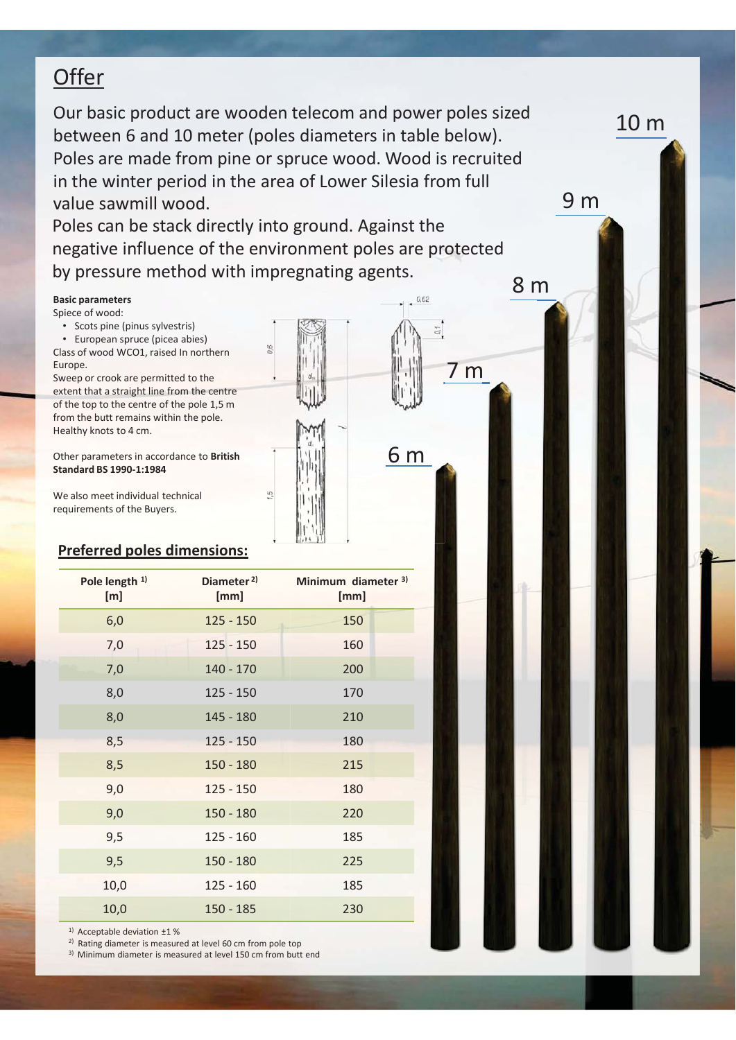# Offer

Our basic product are wooden telecom and power poles sized between 6 and 10 meter (poles diameters in table below). Poles are made from pine or spruce wood. Wood is recruited in the winter period in the area of Lower Silesia from full value sawmill wood.

Poles can be stack directly into ground. Against the negative influence of the environment poles are protected by pressure method with impregnating agents.

**Basic parameters**

Spiece of wood:

- Scots pine (pinus sylvestris)
- European spruce (picea abies)

Class of wood WCO1, raised In northern Europe.

Sweep or crook are permitted to the extent that a straight line from the centre of the top to the centre of the pole 1,5 m from the butt remains within the pole.

Healthy knots to 4 cm.

Other parameters in accordance to **British Standard BS 1990-1:1984**

We also meet individual technical requirements of the Buyers.

## Preferred poles dimensions:

| Pole length [1] [m] | Diameter [2] [mm] | Minimum diameter [3] [mm] |
|---|---|---|
| 6,0 | 125 - 150 | 150 |
| 7,0 | 125 - 150 | 160 |
| 7,0 | 140 - 170 | 200 |
| 8,0 | 125 - 150 | 170 |
| 8,0 | 145 - 180 | 210 |
| 8,5 | 125 - 150 | 180 |
| 8,5 | 150 - 180 | 215 |
| 9,0 | 125 - 150 | 180 |
| 9,0 | 150 - 180 | 220 |
| 9,5 | 125 - 160 | 185 |
| 9,5 | 150 - 180 | 225 |
| 10,0 | 125 - 160 | 185 |
| 10,0 | 150 - 185 | 230 |

[1] Acceptable deviation ±1 %

[2] Rating diameter is measured at level 60 cm from pole top

[3] Minimum diameter is measured at level 150 cm from butt end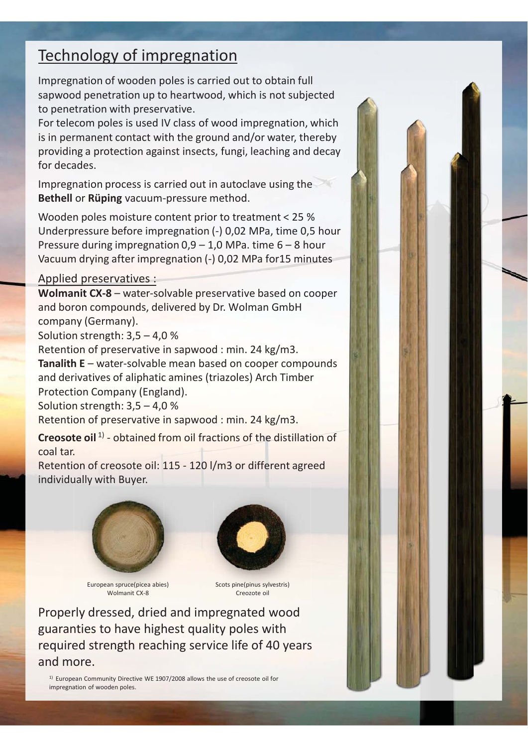# Technology of impregnation

Impregnation of wooden poles is carried out to obtain full sapwood penetration up to heartwood, which is not subjected to penetration with preservative.
For telecom poles is used IV class of wood impregnation, which is in permanent contact with the ground and/or water, thereby providing a protection against insects, fungi, leaching and decay for decades.

Impregnation process is carried out in autoclave using the **Bethell** or **Rüping** vacuum-pressure method.

Wooden poles moisture content prior to treatment < 25 %
Underpressure before impregnation (-) 0,02 MPa, time 0,5 hour
Pressure during impregnation 0,9 – 1,0 MPa. time 6 – 8 hour
Vacuum drying after impregnation (-) 0,02 MPa for15 minutes

## Applied preservatives :

**Wolmanit CX-8** – water-solvable preservative based on cooper and boron compounds, delivered by Dr. Wolman GmbH company (Germany).
Solution strength: 3,5 – 4,0 %
Retention of preservative in sapwood : min. 24 kg/m3.

**Tanalith E** – water-solvable mean based on cooper compounds and derivatives of aliphatic amines (triazoles) Arch Timber Protection Company (England).
Solution strength: 3,5 – 4,0 %
Retention of preservative in sapwood : min. 24 kg/m3.

**Creosote oil** [1] - obtained from oil fractions of the distillation of coal tar.
Retention of creosote oil: 115 - 120 l/m3 or different agreed individually with Buyer.

European spruce(picea abies)
Wolmanit CX-8

Scots pine(pinus sylvestris)
Creozote oil

Properly dressed, dried and impregnated wood guaranties to have highest quality poles with required strength reaching service life of 40 years and more.

[1] European Community Directive WE 1907/2008 allows the use of creosote oil for impregnation of wooden poles.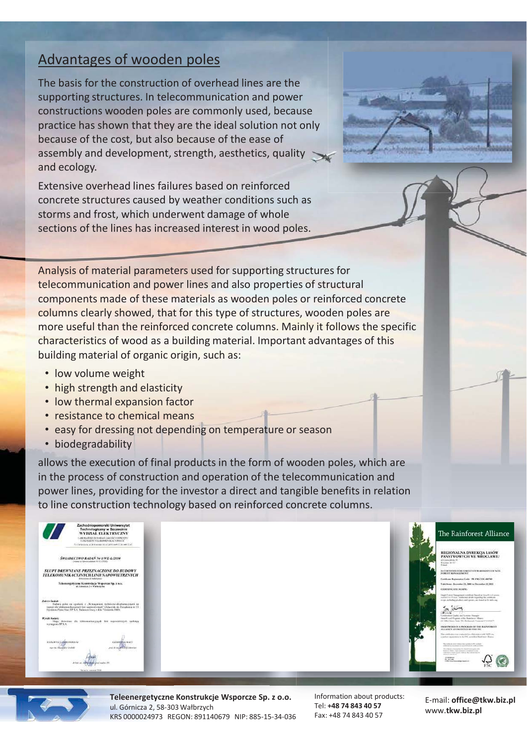## Advantages of wooden poles

The basis for the construction of overhead lines are the supporting structures. In telecommunication and power constructions wooden poles are commonly used, because practice has shown that they are the ideal solution not only because of the cost, but also because of the ease of assembly and development, strength, aesthetics, quality and ecology.

Extensive overhead lines failures based on reinforced concrete structures caused by weather conditions such as storms and frost, which underwent damage of whole sections of the lines has increased interest in wood poles.

Analysis of material parameters used for supporting structures for telecommunication and power lines and also properties of structural components made of these materials as wooden poles or reinforced concrete columns clearly showed, that for this type of structures, wooden poles are more useful than the reinforced concrete columns. Mainly it follows the specific characteristics of wood as a building material. Important advantages of this building material of organic origin, such as:

- low volume weight
- high strength and elasticity
- low thermal expansion factor
- resistance to chemical means
- easy for dressing not depending on temperature or season
- biodegradability

allows the execution of final products in the form of wooden poles, which are in the process of construction and operation of the telecommunication and power lines, providing for the investor a direct and tangible benefits in relation to line construction technology based on reinforced concrete columns.

**Teleenergetyczne Konstrukcje Wsporcze Sp. z o.o.**
ul. Górnicza 2, 58-303 Wałbrzych
KRS 0000024973 REGON: 891140679 NIP: 885-15-34-036

Information about products:
Tel: **+48 74 843 40 57**
Fax: +48 74 843 40 57

E-mail: **office@tkw.biz.pl**
www.**tkw.biz.pl**